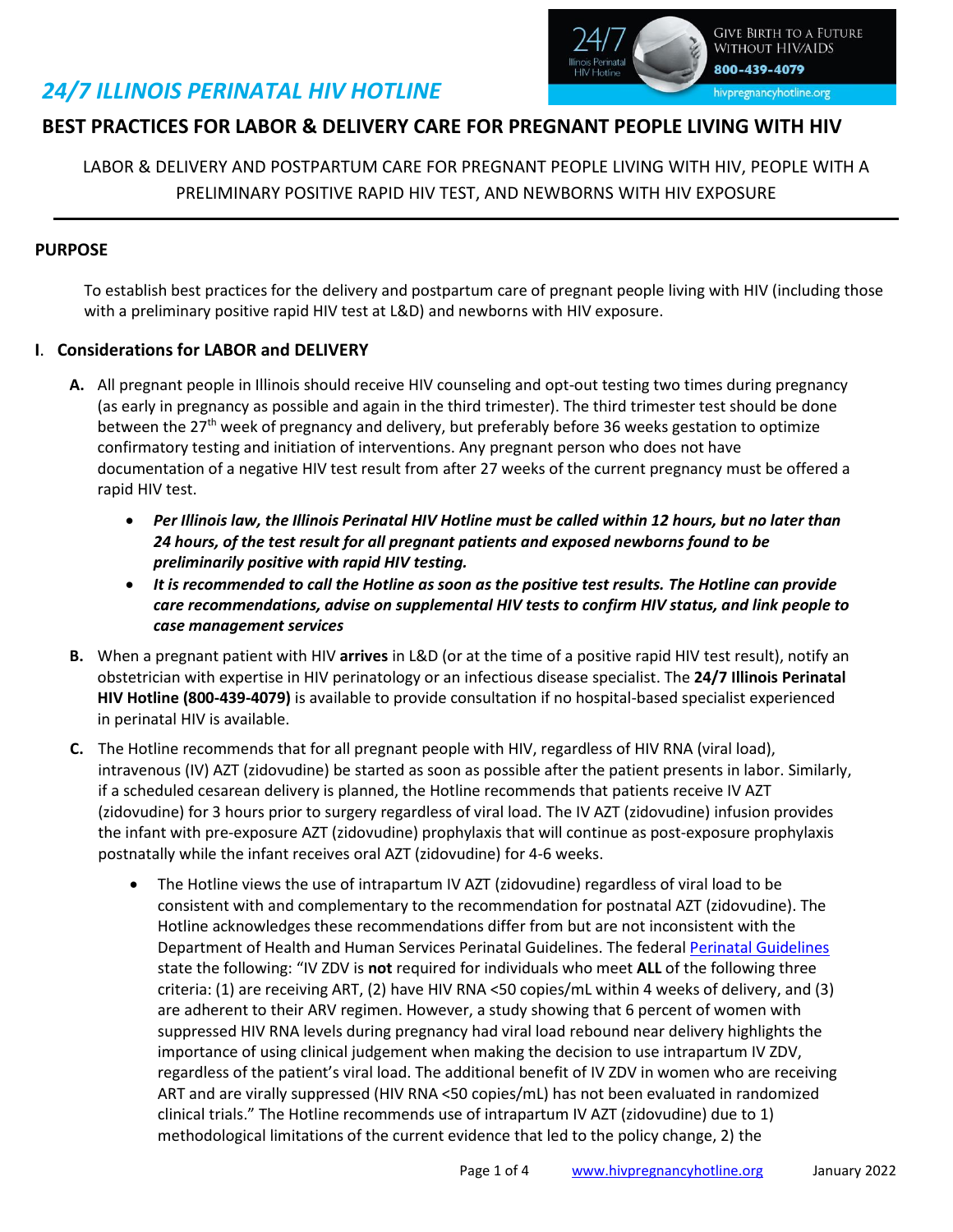# *24/7 ILLINOIS PERINATAL HIV HOTLINE*

Give Birth to a Future Without HIV/AIDS
800-439-4079
hivpregnancyhotline.org

## BEST PRACTICES FOR LABOR & DELIVERY CARE FOR PREGNANT PEOPLE LIVING WITH HIV

LABOR & DELIVERY AND POSTPARTUM CARE FOR PREGNANT PEOPLE LIVING WITH HIV, PEOPLE WITH A PRELIMINARY POSITIVE RAPID HIV TEST, AND NEWBORNS WITH HIV EXPOSURE

---

### PURPOSE

To establish best practices for the delivery and postpartum care of pregnant people living with HIV (including those with a preliminary positive rapid HIV test at L&D) and newborns with HIV exposure.

### I. Considerations for LABOR and DELIVERY

**A.** All pregnant people in Illinois should receive HIV counseling and opt-out testing two times during pregnancy (as early in pregnancy as possible and again in the third trimester). The third trimester test should be done between the 27th week of pregnancy and delivery, but preferably before 36 weeks gestation to optimize confirmatory testing and initiation of interventions. Any pregnant person who does not have documentation of a negative HIV test result from after 27 weeks of the current pregnancy must be offered a rapid HIV test.

- ***Per Illinois law, the Illinois Perinatal HIV Hotline must be called within 12 hours, but no later than 24 hours, of the test result for all pregnant patients and exposed newborns found to be preliminarily positive with rapid HIV testing.***
- ***It is recommended to call the Hotline as soon as the positive test results. The Hotline can provide care recommendations, advise on supplemental HIV tests to confirm HIV status, and link people to case management services***

**B.** When a pregnant patient with HIV **arrives** in L&D (or at the time of a positive rapid HIV test result), notify an obstetrician with expertise in HIV perinatology or an infectious disease specialist. The **24/7 Illinois Perinatal HIV Hotline (800-439-4079)** is available to provide consultation if no hospital-based specialist experienced in perinatal HIV is available.

**C.** The Hotline recommends that for all pregnant people with HIV, regardless of HIV RNA (viral load), intravenous (IV) AZT (zidovudine) be started as soon as possible after the patient presents in labor. Similarly, if a scheduled cesarean delivery is planned, the Hotline recommends that patients receive IV AZT (zidovudine) for 3 hours prior to surgery regardless of viral load. The IV AZT (zidovudine) infusion provides the infant with pre-exposure AZT (zidovudine) prophylaxis that will continue as post-exposure prophylaxis postnatally while the infant receives oral AZT (zidovudine) for 4-6 weeks.

- The Hotline views the use of intrapartum IV AZT (zidovudine) regardless of viral load to be consistent with and complementary to the recommendation for postnatal AZT (zidovudine). The Hotline acknowledges these recommendations differ from but are not inconsistent with the Department of Health and Human Services Perinatal Guidelines. The federal [Perinatal Guidelines](#) state the following: "IV ZDV is **not** required for individuals who meet **ALL** of the following three criteria: (1) are receiving ART, (2) have HIV RNA <50 copies/mL within 4 weeks of delivery, and (3) are adherent to their ARV regimen. However, a study showing that 6 percent of women with suppressed HIV RNA levels during pregnancy had viral load rebound near delivery highlights the importance of using clinical judgement when making the decision to use intrapartum IV ZDV, regardless of the patient's viral load. The additional benefit of IV ZDV in women who are receiving ART and are virally suppressed (HIV RNA <50 copies/mL) has not been evaluated in randomized clinical trials." The Hotline recommends use of intrapartum IV AZT (zidovudine) due to 1) methodological limitations of the current evidence that led to the policy change, 2) the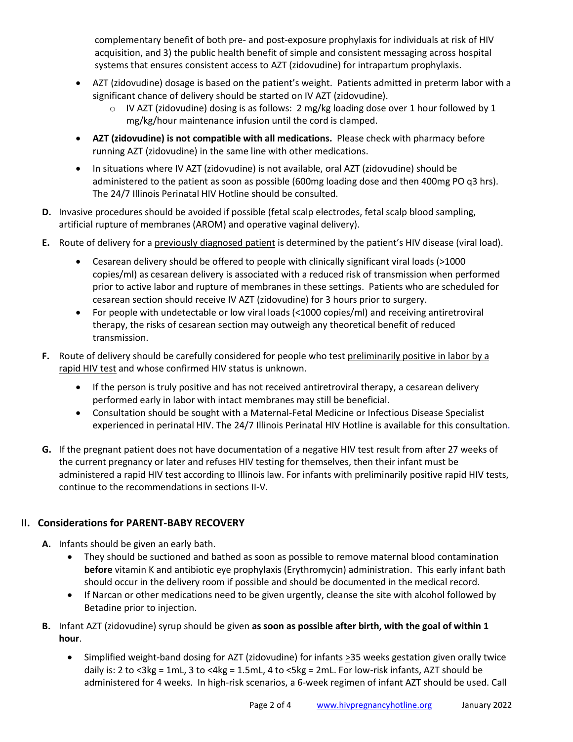complementary benefit of both pre- and post-exposure prophylaxis for individuals at risk of HIV acquisition, and 3) the public health benefit of simple and consistent messaging across hospital systems that ensures consistent access to AZT (zidovudine) for intrapartum prophylaxis.

- AZT (zidovudine) dosage is based on the patient's weight. Patients admitted in preterm labor with a significant chance of delivery should be started on IV AZT (zidovudine).
  - IV AZT (zidovudine) dosing is as follows: 2 mg/kg loading dose over 1 hour followed by 1 mg/kg/hour maintenance infusion until the cord is clamped.
- **AZT (zidovudine) is not compatible with all medications.** Please check with pharmacy before running AZT (zidovudine) in the same line with other medications.
- In situations where IV AZT (zidovudine) is not available, oral AZT (zidovudine) should be administered to the patient as soon as possible (600mg loading dose and then 400mg PO q3 hrs). The 24/7 Illinois Perinatal HIV Hotline should be consulted.

**D.** Invasive procedures should be avoided if possible (fetal scalp electrodes, fetal scalp blood sampling, artificial rupture of membranes (AROM) and operative vaginal delivery).

**E.** Route of delivery for a previously diagnosed patient is determined by the patient's HIV disease (viral load).

- Cesarean delivery should be offered to people with clinically significant viral loads (>1000 copies/ml) as cesarean delivery is associated with a reduced risk of transmission when performed prior to active labor and rupture of membranes in these settings. Patients who are scheduled for cesarean section should receive IV AZT (zidovudine) for 3 hours prior to surgery.
- For people with undetectable or low viral loads (<1000 copies/ml) and receiving antiretroviral therapy, the risks of cesarean section may outweigh any theoretical benefit of reduced transmission.

**F.** Route of delivery should be carefully considered for people who test preliminarily positive in labor by a rapid HIV test and whose confirmed HIV status is unknown.

- If the person is truly positive and has not received antiretroviral therapy, a cesarean delivery performed early in labor with intact membranes may still be beneficial.
- Consultation should be sought with a Maternal-Fetal Medicine or Infectious Disease Specialist experienced in perinatal HIV. The 24/7 Illinois Perinatal HIV Hotline is available for this consultation.

**G.** If the pregnant patient does not have documentation of a negative HIV test result from after 27 weeks of the current pregnancy or later and refuses HIV testing for themselves, then their infant must be administered a rapid HIV test according to Illinois law. For infants with preliminarily positive rapid HIV tests, continue to the recommendations in sections II-V.

## II. Considerations for PARENT-BABY RECOVERY

**A.** Infants should be given an early bath.

- They should be suctioned and bathed as soon as possible to remove maternal blood contamination **before** vitamin K and antibiotic eye prophylaxis (Erythromycin) administration. This early infant bath should occur in the delivery room if possible and should be documented in the medical record.
- If Narcan or other medications need to be given urgently, cleanse the site with alcohol followed by Betadine prior to injection.

**B.** Infant AZT (zidovudine) syrup should be given **as soon as possible after birth, with the goal of within 1 hour**.

- Simplified weight-band dosing for AZT (zidovudine) for infants ≥35 weeks gestation given orally twice daily is: 2 to <3kg = 1mL, 3 to <4kg = 1.5mL, 4 to <5kg = 2mL. For low-risk infants, AZT should be administered for 4 weeks. In high-risk scenarios, a 6-week regimen of infant AZT should be used. Call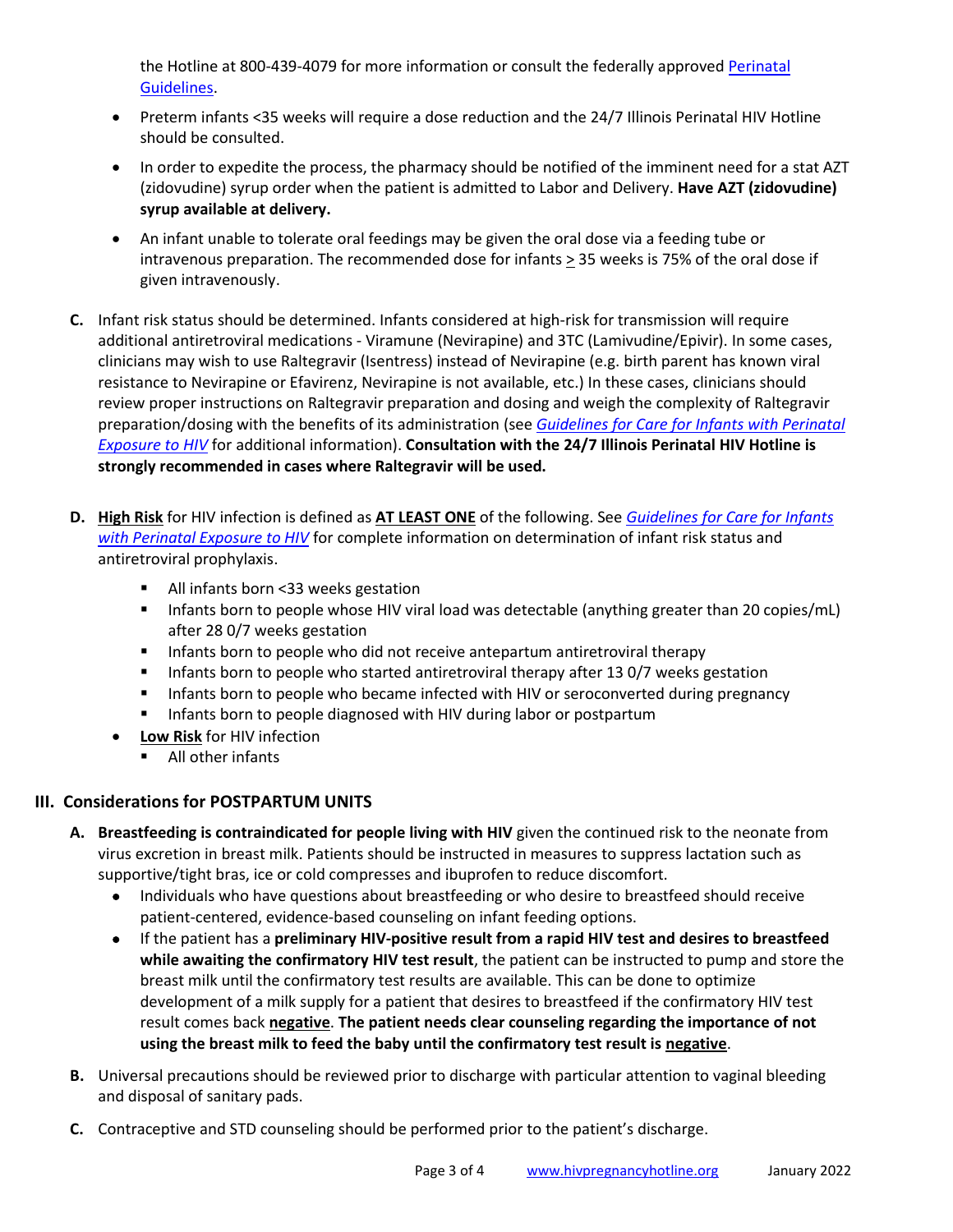the Hotline at 800-439-4079 for more information or consult the federally approved [Perinatal Guidelines](#).

- Preterm infants <35 weeks will require a dose reduction and the 24/7 Illinois Perinatal HIV Hotline should be consulted.
- In order to expedite the process, the pharmacy should be notified of the imminent need for a stat AZT (zidovudine) syrup order when the patient is admitted to Labor and Delivery. **Have AZT (zidovudine) syrup available at delivery.**
- An infant unable to tolerate oral feedings may be given the oral dose via a feeding tube or intravenous preparation. The recommended dose for infants ≥ 35 weeks is 75% of the oral dose if given intravenously.

**C.** Infant risk status should be determined. Infants considered at high-risk for transmission will require additional antiretroviral medications - Viramune (Nevirapine) and 3TC (Lamivudine/Epivir). In some cases, clinicians may wish to use Raltegravir (Isentress) instead of Nevirapine (e.g. birth parent has known viral resistance to Nevirapine or Efavirenz, Nevirapine is not available, etc.) In these cases, clinicians should review proper instructions on Raltegravir preparation and dosing and weigh the complexity of Raltegravir preparation/dosing with the benefits of its administration (see *[Guidelines for Care for Infants with Perinatal Exposure to HIV](#)* for additional information). **Consultation with the 24/7 Illinois Perinatal HIV Hotline is strongly recommended in cases where Raltegravir will be used.**

**D.** **High Risk** for HIV infection is defined as **AT LEAST ONE** of the following. See *[Guidelines for Care for Infants with Perinatal Exposure to HIV](#)* for complete information on determination of infant risk status and antiretroviral prophylaxis.

  - All infants born <33 weeks gestation
  - Infants born to people whose HIV viral load was detectable (anything greater than 20 copies/mL) after 28 0/7 weeks gestation
  - Infants born to people who did not receive antepartum antiretroviral therapy
  - Infants born to people who started antiretroviral therapy after 13 0/7 weeks gestation
  - Infants born to people who became infected with HIV or seroconverted during pregnancy
  - Infants born to people diagnosed with HIV during labor or postpartum

- **Low Risk** for HIV infection
  - All other infants

## III. Considerations for POSTPARTUM UNITS

**A.** **Breastfeeding is contraindicated for people living with HIV** given the continued risk to the neonate from virus excretion in breast milk. Patients should be instructed in measures to suppress lactation such as supportive/tight bras, ice or cold compresses and ibuprofen to reduce discomfort.

- Individuals who have questions about breastfeeding or who desire to breastfeed should receive patient-centered, evidence-based counseling on infant feeding options.
- If the patient has a **preliminary HIV-positive result from a rapid HIV test and desires to breastfeed while awaiting the confirmatory HIV test result**, the patient can be instructed to pump and store the breast milk until the confirmatory test results are available. This can be done to optimize development of a milk supply for a patient that desires to breastfeed if the confirmatory HIV test result comes back **negative**. **The patient needs clear counseling regarding the importance of not using the breast milk to feed the baby until the confirmatory test result is negative**.

**B.** Universal precautions should be reviewed prior to discharge with particular attention to vaginal bleeding and disposal of sanitary pads.

**C.** Contraceptive and STD counseling should be performed prior to the patient's discharge.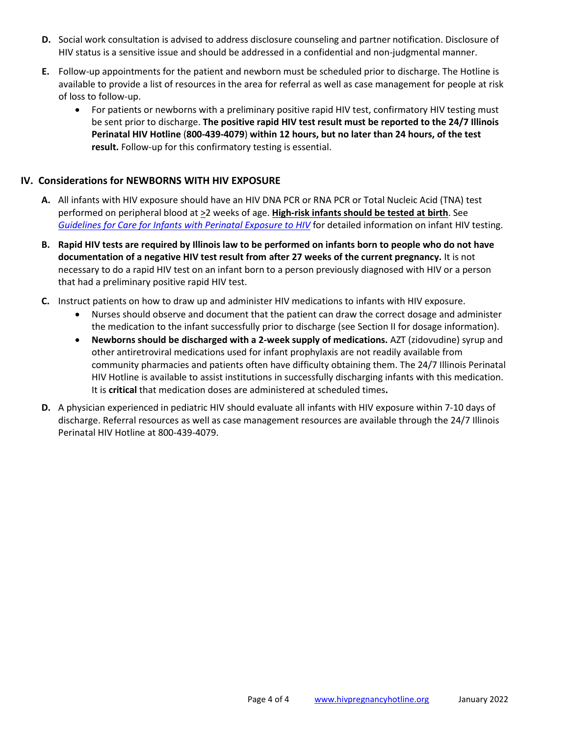**D.** Social work consultation is advised to address disclosure counseling and partner notification. Disclosure of HIV status is a sensitive issue and should be addressed in a confidential and non-judgmental manner.

**E.** Follow-up appointments for the patient and newborn must be scheduled prior to discharge. The Hotline is available to provide a list of resources in the area for referral as well as case management for people at risk of loss to follow-up.

- For patients or newborns with a preliminary positive rapid HIV test, confirmatory HIV testing must be sent prior to discharge. **The positive rapid HIV test result must be reported to the 24/7 Illinois Perinatal HIV Hotline** (**800-439-4079**) **within 12 hours, but no later than 24 hours, of the test result.** Follow-up for this confirmatory testing is essential.

## IV. Considerations for NEWBORNS WITH HIV EXPOSURE

**A.** All infants with HIV exposure should have an HIV DNA PCR or RNA PCR or Total Nucleic Acid (TNA) test performed on peripheral blood at ≥2 weeks of age. **High-risk infants should be tested at birth**. See *Guidelines for Care for Infants with Perinatal Exposure to HIV* for detailed information on infant HIV testing.

**B. Rapid HIV tests are required by Illinois law to be performed on infants born to people who do not have documentation of a negative HIV test result from after 27 weeks of the current pregnancy.** It is not necessary to do a rapid HIV test on an infant born to a person previously diagnosed with HIV or a person that had a preliminary positive rapid HIV test.

**C.** Instruct patients on how to draw up and administer HIV medications to infants with HIV exposure.

- Nurses should observe and document that the patient can draw the correct dosage and administer the medication to the infant successfully prior to discharge (see Section II for dosage information).
- **Newborns should be discharged with a 2-week supply of medications.** AZT (zidovudine) syrup and other antiretroviral medications used for infant prophylaxis are not readily available from community pharmacies and patients often have difficulty obtaining them. The 24/7 Illinois Perinatal HIV Hotline is available to assist institutions in successfully discharging infants with this medication. It is **critical** that medication doses are administered at scheduled times**.**

**D.** A physician experienced in pediatric HIV should evaluate all infants with HIV exposure within 7-10 days of discharge. Referral resources as well as case management resources are available through the 24/7 Illinois Perinatal HIV Hotline at 800-439-4079.